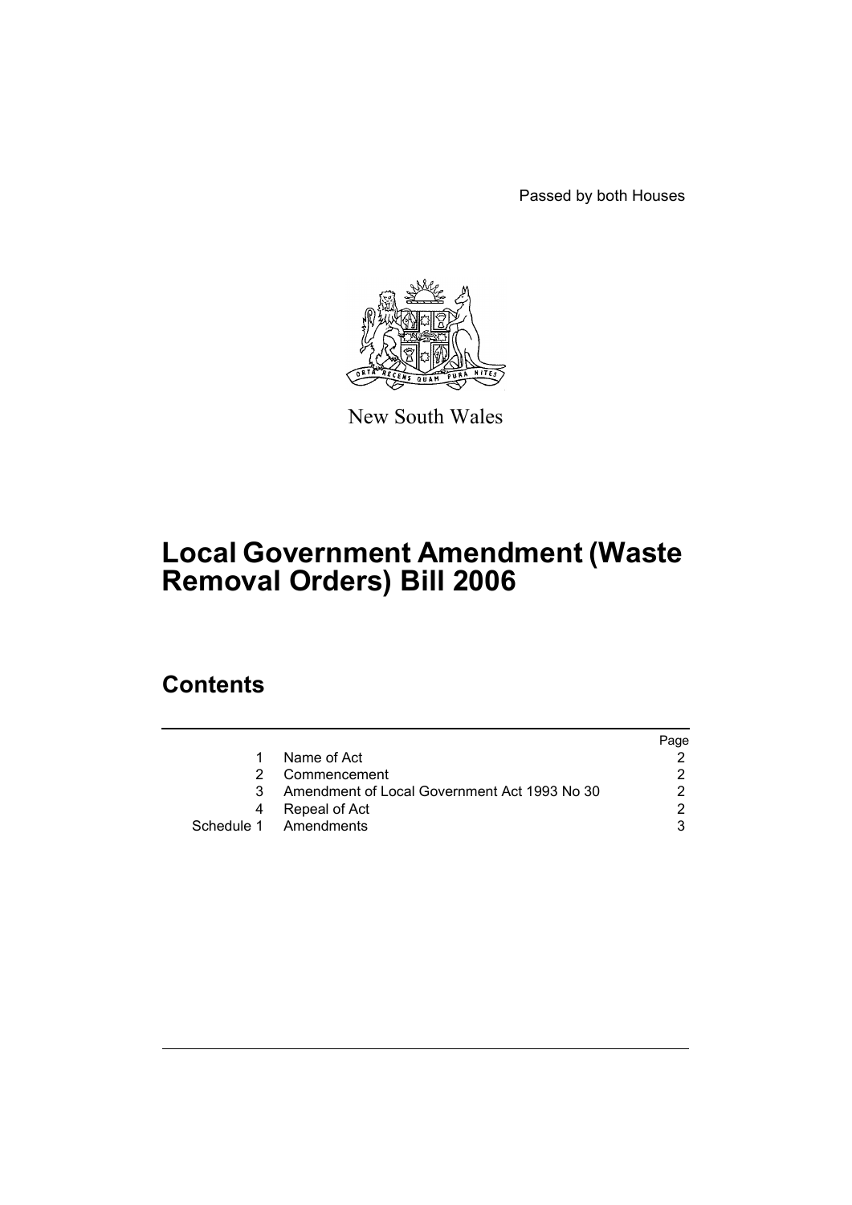Passed by both Houses

New South Wales

# Local Government Amendment (Waste Removal Orders) Bill 2006

## Contents

| | | Page |
|---|---|---|
| 1 | Name of Act | 2 |
| 2 | Commencement | 2 |
| 3 | Amendment of Local Government Act 1993 No 30 | 2 |
| 4 | Repeal of Act | 2 |
| Schedule 1 | Amendments | 3 |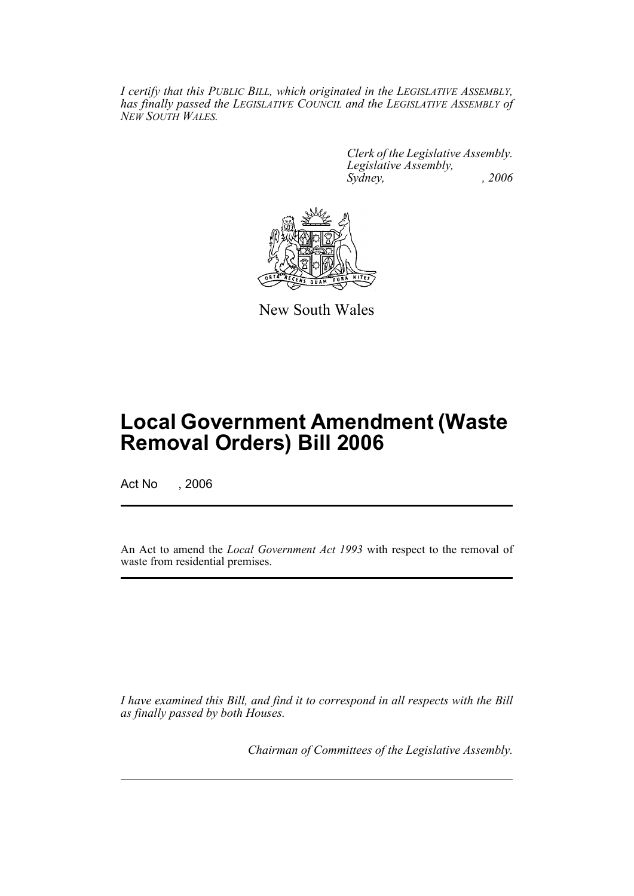*I certify that this PUBLIC BILL, which originated in the LEGISLATIVE ASSEMBLY, has finally passed the LEGISLATIVE COUNCIL and the LEGISLATIVE ASSEMBLY of NEW SOUTH WALES.*

*Clerk of the Legislative Assembly.*
*Legislative Assembly,*
*Sydney, , 2006*

New South Wales

# Local Government Amendment (Waste Removal Orders) Bill 2006

Act No , 2006

An Act to amend the *Local Government Act 1993* with respect to the removal of waste from residential premises.

*I have examined this Bill, and find it to correspond in all respects with the Bill as finally passed by both Houses.*

*Chairman of Committees of the Legislative Assembly.*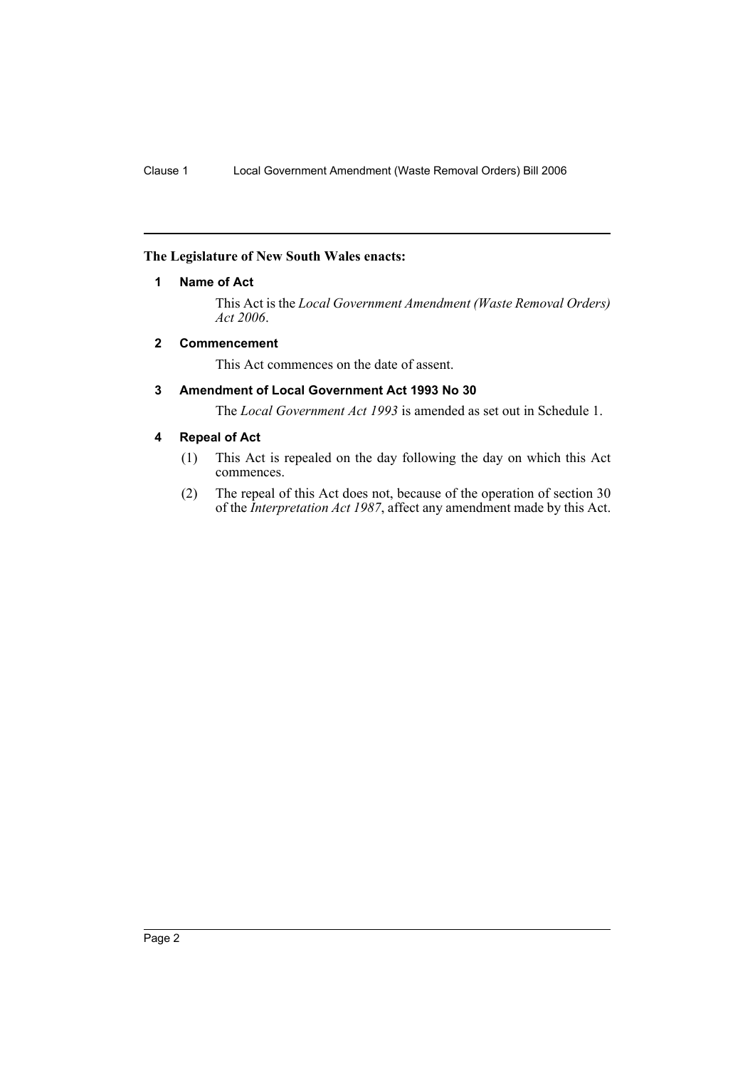**The Legislature of New South Wales enacts:**

## 1 Name of Act

This Act is the *Local Government Amendment (Waste Removal Orders) Act 2006*.

## 2 Commencement

This Act commences on the date of assent.

## 3 Amendment of Local Government Act 1993 No 30

The *Local Government Act 1993* is amended as set out in Schedule 1.

## 4 Repeal of Act

(1) This Act is repealed on the day following the day on which this Act commences.

(2) The repeal of this Act does not, because of the operation of section 30 of the *Interpretation Act 1987*, affect any amendment made by this Act.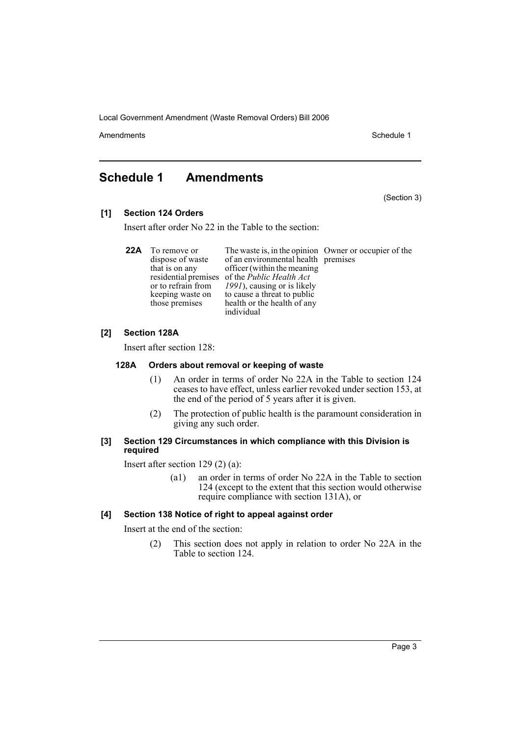## Schedule 1 Amendments

(Section 3)

**[1] Section 124 Orders**

Insert after order No 22 in the Table to the section:

| | | | |
|---|---|---|---|
| **22A** | To remove or dispose of waste that is on any residential premises or to refrain from keeping waste on those premises | The waste is, in the opinion of an environmental health officer (within the meaning of the *Public Health Act 1991*), causing or is likely to cause a threat to public health or the health of any individual | Owner or occupier of the premises |

**[2] Section 128A**

Insert after section 128:

**128A Orders about removal or keeping of waste**

(1) An order in terms of order No 22A in the Table to section 124 ceases to have effect, unless earlier revoked under section 153, at the end of the period of 5 years after it is given.

(2) The protection of public health is the paramount consideration in giving any such order.

**[3] Section 129 Circumstances in which compliance with this Division is required**

Insert after section 129 (2) (a):

(a1) an order in terms of order No 22A in the Table to section 124 (except to the extent that this section would otherwise require compliance with section 131A), or

**[4] Section 138 Notice of right to appeal against order**

Insert at the end of the section:

(2) This section does not apply in relation to order No 22A in the Table to section 124.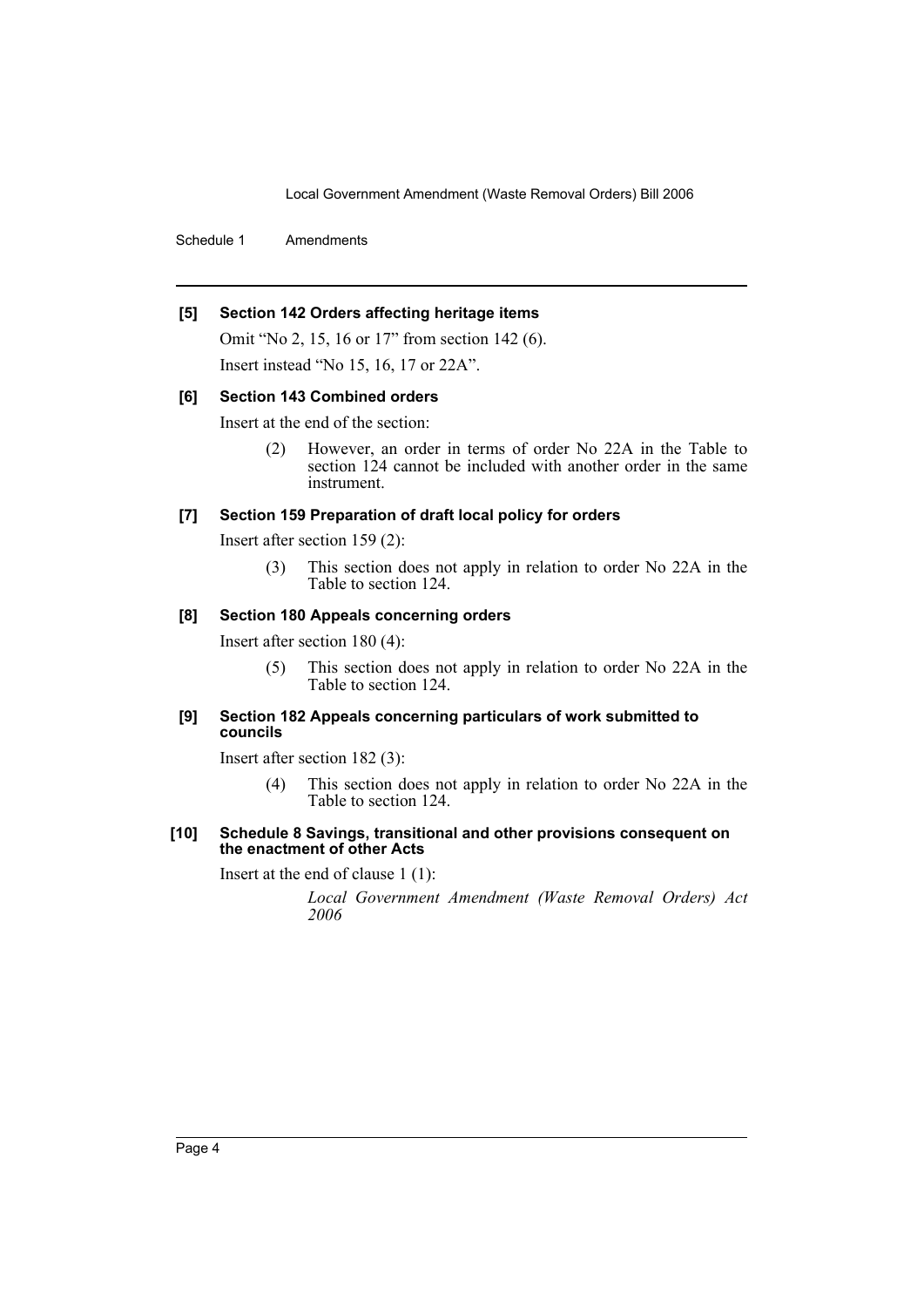**[5] Section 142 Orders affecting heritage items**

Omit "No 2, 15, 16 or 17" from section 142 (6).

Insert instead "No 15, 16, 17 or 22A".

**[6] Section 143 Combined orders**

Insert at the end of the section:

> (2) However, an order in terms of order No 22A in the Table to section 124 cannot be included with another order in the same instrument.

**[7] Section 159 Preparation of draft local policy for orders**

Insert after section 159 (2):

> (3) This section does not apply in relation to order No 22A in the Table to section 124.

**[8] Section 180 Appeals concerning orders**

Insert after section 180 (4):

> (5) This section does not apply in relation to order No 22A in the Table to section 124.

**[9] Section 182 Appeals concerning particulars of work submitted to councils**

Insert after section 182 (3):

> (4) This section does not apply in relation to order No 22A in the Table to section 124.

**[10] Schedule 8 Savings, transitional and other provisions consequent on the enactment of other Acts**

Insert at the end of clause 1 (1):

> *Local Government Amendment (Waste Removal Orders) Act 2006*